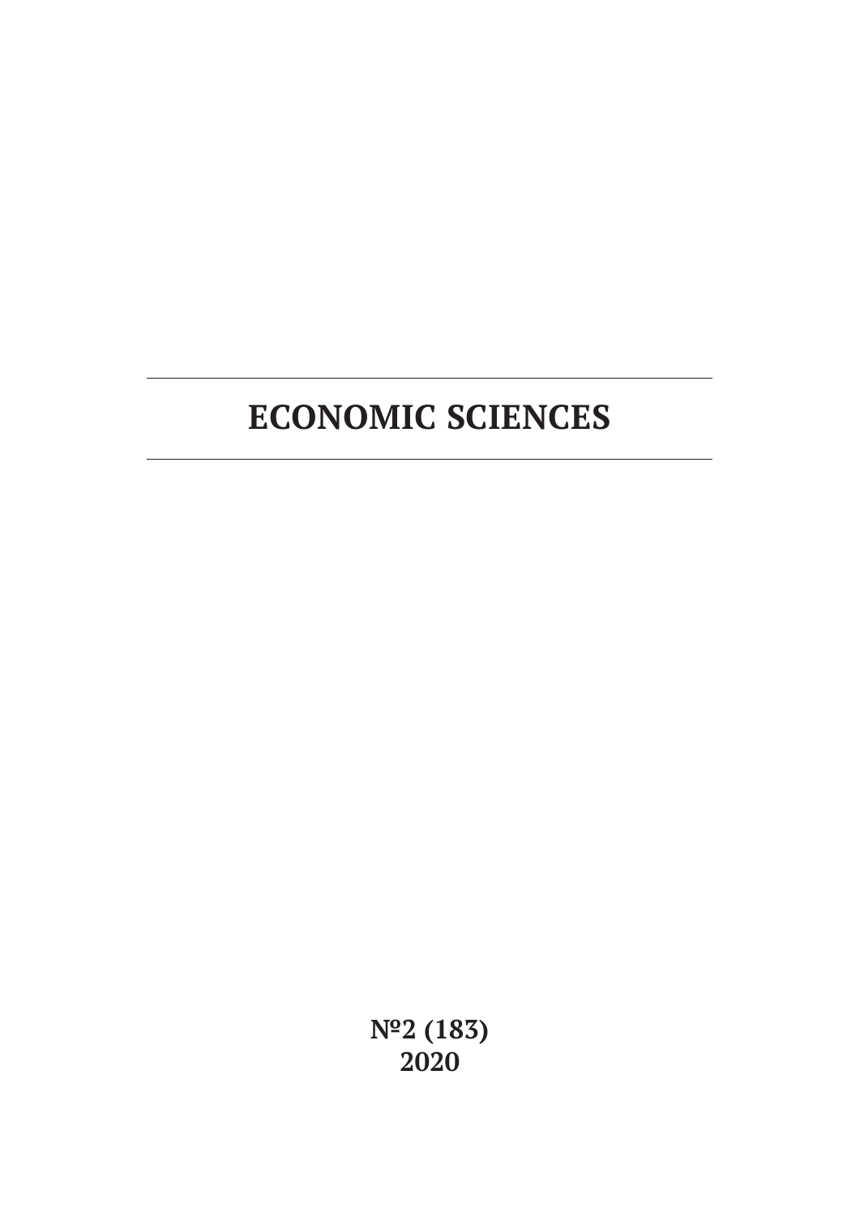# ECONOMIC SCIENCES

**№2 (183)**
**2020**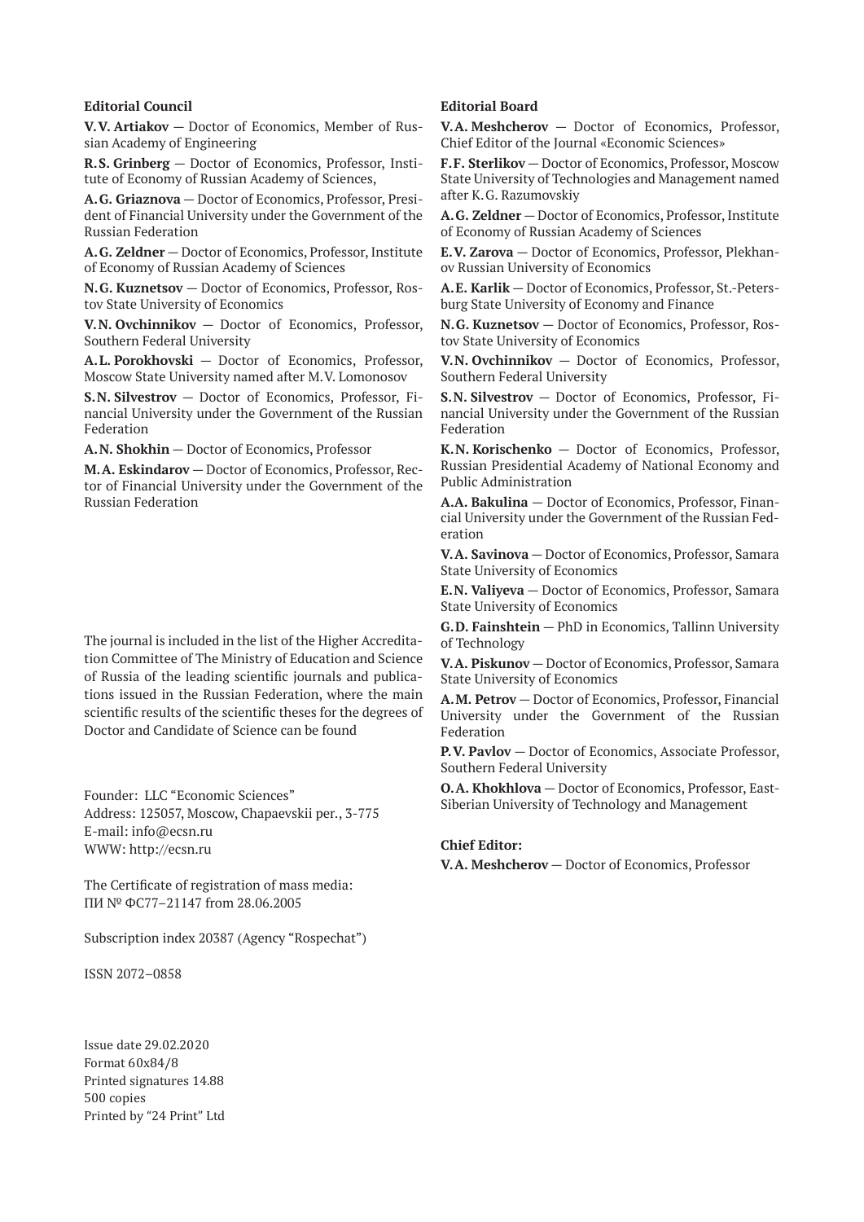### Editorial Council

**V.V. Artiakov** — Doctor of Economics, Member of Russian Academy of Engineering

**R.S. Grinberg** — Doctor of Economics, Professor, Institute of Economy of Russian Academy of Sciences,

**A.G. Griaznova** — Doctor of Economics, Professor, President of Financial University under the Government of the Russian Federation

**A.G. Zeldner** — Doctor of Economics, Professor, Institute of Economy of Russian Academy of Sciences

**N.G. Kuznetsov** — Doctor of Economics, Professor, Rostov State University of Economics

**V.N. Ovchinnikov** — Doctor of Economics, Professor, Southern Federal University

**A.L. Porokhovski** — Doctor of Economics, Professor, Moscow State University named after M.V. Lomonosov

**S.N. Silvestrov** — Doctor of Economics, Professor, Financial University under the Government of the Russian Federation

**A.N. Shokhin** — Doctor of Economics, Professor

**M.A. Eskindarov** — Doctor of Economics, Professor, Rector of Financial University under the Government of the Russian Federation

The journal is included in the list of the Higher Accreditation Committee of The Ministry of Education and Science of Russia of the leading scientific journals and publications issued in the Russian Federation, where the main scientific results of the scientific theses for the degrees of Doctor and Candidate of Science can be found

Founder: LLC "Economic Sciences"
Address: 125057, Moscow, Chapaevskii per., 3-775
E-mail: info@ecsn.ru
WWW: http://ecsn.ru

The Certificate of registration of mass media:
ПИ № ФС77–21147 from 28.06.2005

Subscription index 20387 (Agency "Rospechat")

ISSN 2072–0858

Issue date 29.02.2020
Format 60x84/8
Printed signatures 14.88
500 copies
Printed by "24 Print" Ltd

### Editorial Board

**V.A. Meshcherov** — Doctor of Economics, Professor, Chief Editor of the Journal «Economic Sciences»

**F.F. Sterlikov** — Doctor of Economics, Professor, Moscow State University of Technologies and Management named after K.G. Razumovskiy

**A.G. Zeldner** — Doctor of Economics, Professor, Institute of Economy of Russian Academy of Sciences

**E.V. Zarova** — Doctor of Economics, Professor, Plekhanov Russian University of Economics

**A.E. Karlik** — Doctor of Economics, Professor, St.-Petersburg State University of Economy and Finance

**N.G. Kuznetsov** — Doctor of Economics, Professor, Rostov State University of Economics

**V.N. Ovchinnikov** — Doctor of Economics, Professor, Southern Federal University

**S.N. Silvestrov** — Doctor of Economics, Professor, Financial University under the Government of the Russian Federation

**K.N. Korischenko** — Doctor of Economics, Professor, Russian Presidential Academy of National Economy and Public Administration

**A.A. Bakulina** — Doctor of Economics, Professor, Financial University under the Government of the Russian Federation

**V.A. Savinova** — Doctor of Economics, Professor, Samara State University of Economics

**E.N. Valiyeva** — Doctor of Economics, Professor, Samara State University of Economics

**G.D. Fainshtein** — PhD in Economics, Tallinn University of Technology

**V.A. Piskunov** — Doctor of Economics, Professor, Samara State University of Economics

**A.M. Petrov** — Doctor of Economics, Professor, Financial University under the Government of the Russian Federation

**P.V. Pavlov** — Doctor of Economics, Associate Professor, Southern Federal University

**O.A. Khokhlova** — Doctor of Economics, Professor, East-Siberian University of Technology and Management

**Chief Editor:**

**V.A. Meshcherov** — Doctor of Economics, Professor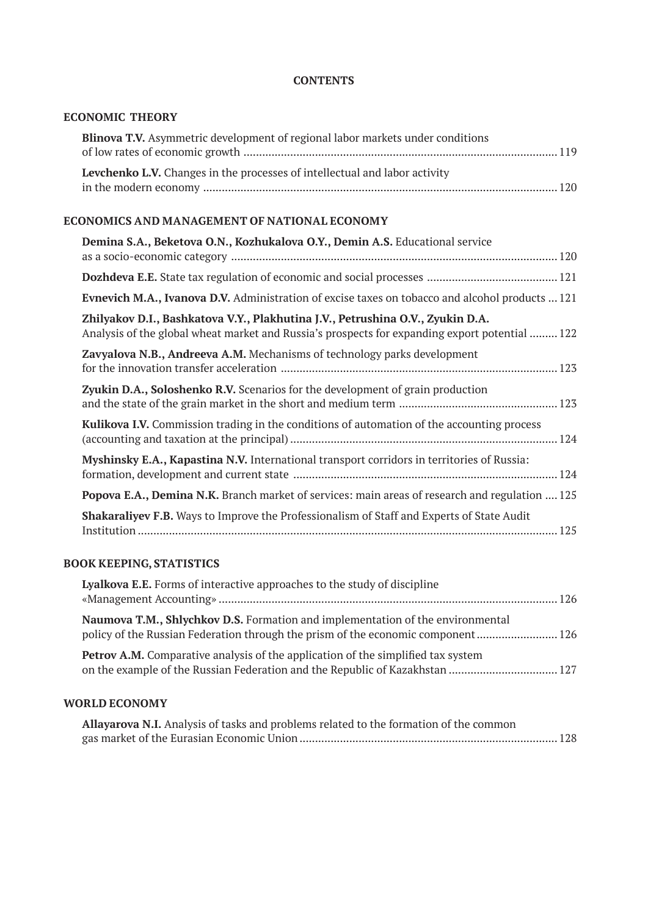**CONTENTS**

## ECONOMIC THEORY

**Blinova T.V.** Asymmetric development of regional labor markets under conditions of low rates of economic growth ........................................ 119

**Levchenko L.V.** Changes in the processes of intellectual and labor activity in the modern economy ........................................ 120

## ECONOMICS AND MANAGEMENT OF NATIONAL ECONOMY

**Demina S.A., Beketova O.N., Kozhukalova O.Y., Demin A.S.** Educational service as a socio-economic category ........................................ 120

**Dozhdeva E.E.** State tax regulation of economic and social processes ........................................ 121

**Evnevich M.A., Ivanova D.V.** Administration of excise taxes on tobacco and alcohol products ... 121

**Zhilyakov D.I., Bashkatova V.Y., Plakhutina J.V., Petrushina O.V., Zyukin D.A.** Analysis of the global wheat market and Russia's prospects for expanding export potential ......... 122

**Zavyalova N.B., Andreeva A.M.** Mechanisms of technology parks development for the innovation transfer acceleration ........................................ 123

**Zyukin D.A., Soloshenko R.V.** Scenarios for the development of grain production and the state of the grain market in the short and medium term ........................................ 123

**Kulikova I.V.** Commission trading in the conditions of automation of the accounting process (accounting and taxation at the principal) ........................................ 124

**Myshinsky E.A., Kapastina N.V.** International transport corridors in territories of Russia: formation, development and current state ........................................ 124

**Popova E.A., Demina N.K.** Branch market of services: main areas of research and regulation .... 125

**Shakaraliyev F.B.** Ways to Improve the Professionalism of Staff and Experts of State Audit Institution ........................................ 125

## BOOK KEEPING, STATISTICS

**Lyalkova E.E.** Forms of interactive approaches to the study of discipline «Management Accounting» ........................................ 126

**Naumova T.M., Shlychkov D.S.** Formation and implementation of the environmental policy of the Russian Federation through the prism of the economic component ........................................ 126

**Petrov A.M.** Comparative analysis of the application of the simplified tax system on the example of the Russian Federation and the Republic of Kazakhstan ........................................ 127

## WORLD ECONOMY

**Allayarova N.I.** Analysis of tasks and problems related to the formation of the common gas market of the Eurasian Economic Union ........................................ 128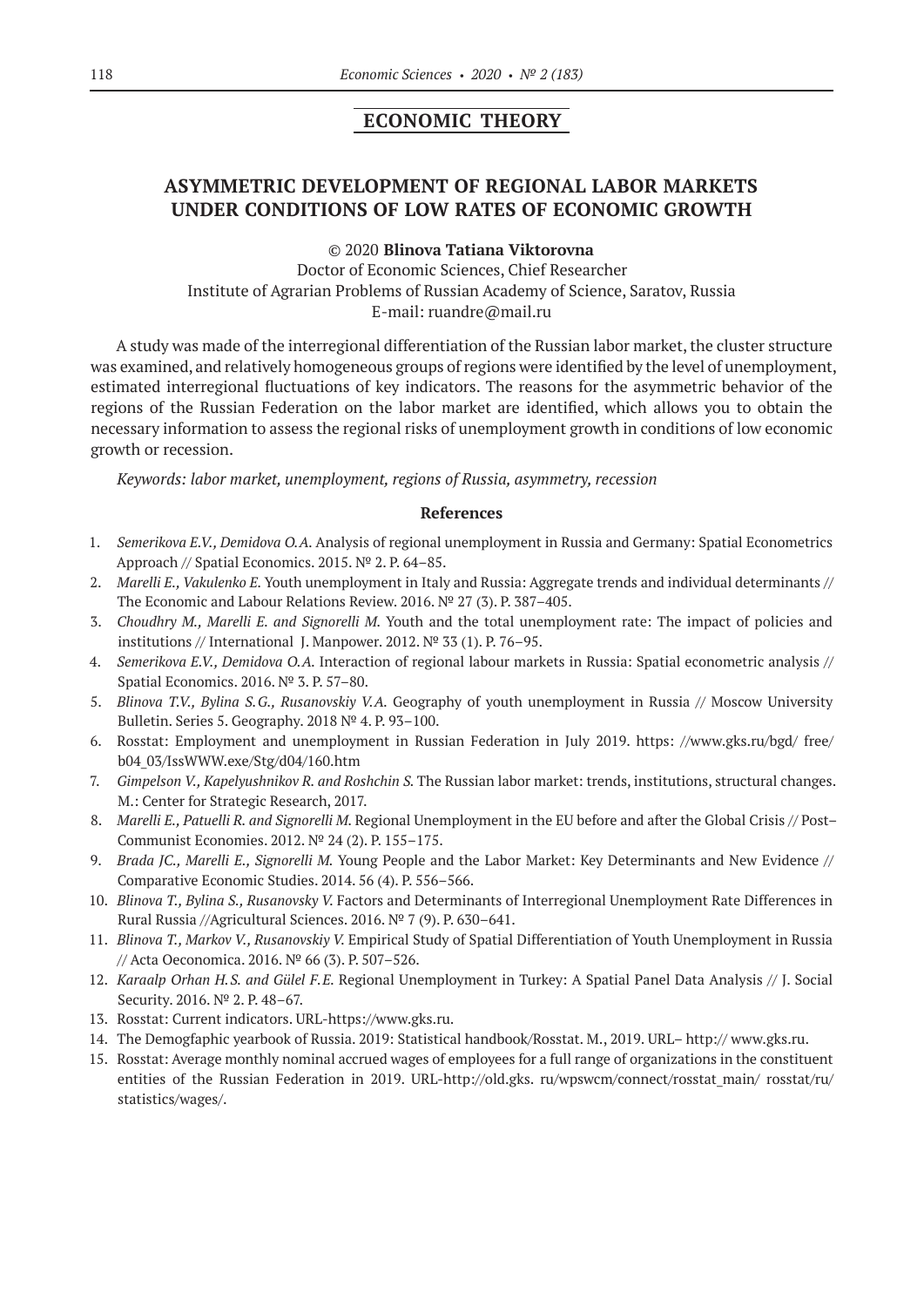## ECONOMIC THEORY

# ASYMMETRIC DEVELOPMENT OF REGIONAL LABOR MARKETS UNDER CONDITIONS OF LOW RATES OF ECONOMIC GROWTH

© 2020 **Blinova Tatiana Viktorovna**

Doctor of Economic Sciences, Chief Researcher

Institute of Agrarian Problems of Russian Academy of Science, Saratov, Russia

E-mail: ruandre@mail.ru

A study was made of the interregional differentiation of the Russian labor market, the cluster structure was examined, and relatively homogeneous groups of regions were identified by the level of unemployment, estimated interregional fluctuations of key indicators. The reasons for the asymmetric behavior of the regions of the Russian Federation on the labor market are identified, which allows you to obtain the necessary information to assess the regional risks of unemployment growth in conditions of low economic growth or recession.

*Keywords: labor market, unemployment, regions of Russia, asymmetry, recession*

### References

1. *Semerikova E.V., Demidova O.A.* Analysis of regional unemployment in Russia and Germany: Spatial Econometrics Approach // Spatial Economics. 2015. № 2. P. 64–85.
2. *Marelli E., Vakulenko E.* Youth unemployment in Italy and Russia: Aggregate trends and individual determinants // The Economic and Labour Relations Review. 2016. № 27 (3). P. 387–405.
3. *Choudhry M., Marelli E. and Signorelli M.* Youth and the total unemployment rate: The impact of policies and institutions // International J. Manpower. 2012. № 33 (1). P. 76–95.
4. *Semerikova E.V., Demidova O.A.* Interaction of regional labour markets in Russia: Spatial econometric analysis // Spatial Economics. 2016. № 3. P. 57–80.
5. *Blinova T.V., Bylina S.G., Rusanovskiy V.A.* Geography of youth unemployment in Russia // Moscow University Bulletin. Series 5. Geography. 2018 № 4. P. 93–100.
6. Rosstat: Employment and unemployment in Russian Federation in July 2019. https: //www.gks.ru/bgd/ free/ b04_03/IssWWW.exe/Stg/d04/160.htm
7. *Gimpelson V., Kapelyushnikov R. and Roshchin S.* The Russian labor market: trends, institutions, structural changes. M.: Center for Strategic Research, 2017.
8. *Marelli E., Patuelli R. and Signorelli M.* Regional Unemployment in the EU before and after the Global Crisis // Post–Communist Economies. 2012. № 24 (2). P. 155–175.
9. *Brada JC., Marelli E., Signorelli M.* Young People and the Labor Market: Key Determinants and New Evidence // Comparative Economic Studies. 2014. 56 (4). P. 556–566.
10. *Blinova T., Bylina S., Rusanovsky V.* Factors and Determinants of Interregional Unemployment Rate Differences in Rural Russia //Agricultural Sciences. 2016. № 7 (9). P. 630–641.
11. *Blinova T., Markov V., Rusanovskiy V.* Empirical Study of Spatial Differentiation of Youth Unemployment in Russia // Acta Oeconomica. 2016. № 66 (3). P. 507–526.
12. *Karaalp Orhan H.S. and Gülel F.E.* Regional Unemployment in Turkey: A Spatial Panel Data Analysis // J. Social Security. 2016. № 2. P. 48–67.
13. Rosstat: Current indicators. URL-https://www.gks.ru.
14. The Demogfaphic yearbook of Russia. 2019: Statistical handbook/Rosstat. M., 2019. URL– http:// www.gks.ru.
15. Rosstat: Average monthly nominal accrued wages of employees for a full range of organizations in the constituent entities of the Russian Federation in 2019. URL-http://old.gks. ru/wpswcm/connect/rosstat_main/ rosstat/ru/ statistics/wages/.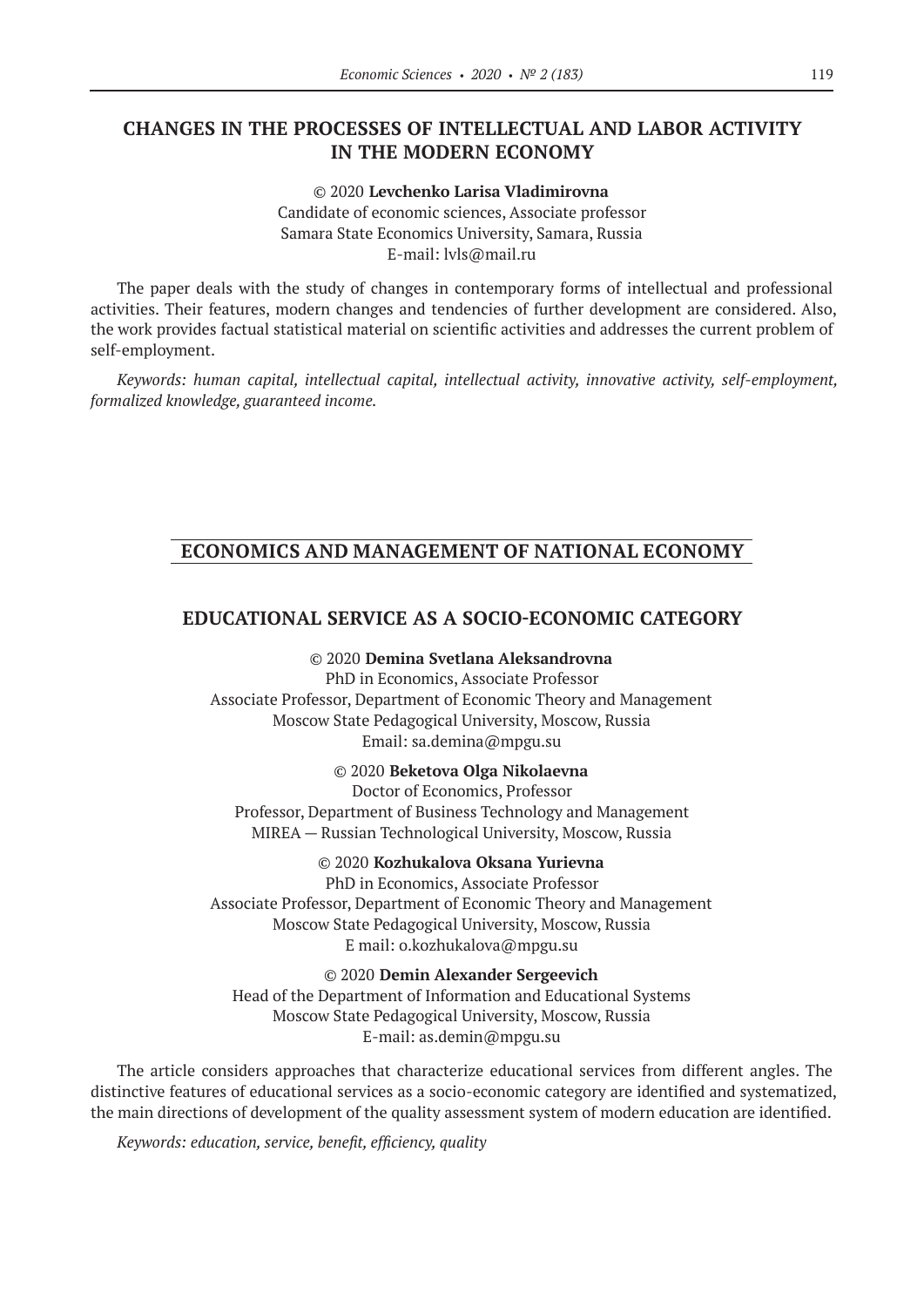## CHANGES IN THE PROCESSES OF INTELLECTUAL AND LABOR ACTIVITY IN THE MODERN ECONOMY

© 2020 **Levchenko Larisa Vladimirovna**
Candidate of economic sciences, Associate professor
Samara State Economics University, Samara, Russia
E-mail: lvls@mail.ru

The paper deals with the study of changes in contemporary forms of intellectual and professional activities. Their features, modern changes and tendencies of further development are considered. Also, the work provides factual statistical material on scientific activities and addresses the current problem of self-employment.

*Keywords: human capital, intellectual capital, intellectual activity, innovative activity, self-employment, formalized knowledge, guaranteed income.*

# ECONOMICS AND MANAGEMENT OF NATIONAL ECONOMY

## EDUCATIONAL SERVICE AS A SOCIO-ECONOMIC CATEGORY

© 2020 **Demina Svetlana Aleksandrovna**
PhD in Economics, Associate Professor
Associate Professor, Department of Economic Theory and Management
Moscow State Pedagogical University, Moscow, Russia
Email: sa.demina@mpgu.su

© 2020 **Beketova Olga Nikolaevna**
Doctor of Economics, Professor
Professor, Department of Business Technology and Management
MIREA — Russian Technological University, Moscow, Russia

© 2020 **Kozhukalova Oksana Yurievna**
PhD in Economics, Associate Professor
Associate Professor, Department of Economic Theory and Management
Moscow State Pedagogical University, Moscow, Russia
E mail: o.kozhukalova@mpgu.su

© 2020 **Demin Alexander Sergeevich**
Head of the Department of Information and Educational Systems
Moscow State Pedagogical University, Moscow, Russia
E-mail: as.demin@mpgu.su

The article considers approaches that characterize educational services from different angles. The distinctive features of educational services as a socio-economic category are identified and systematized, the main directions of development of the quality assessment system of modern education are identified.

*Keywords: education, service, benefit, efficiency, quality*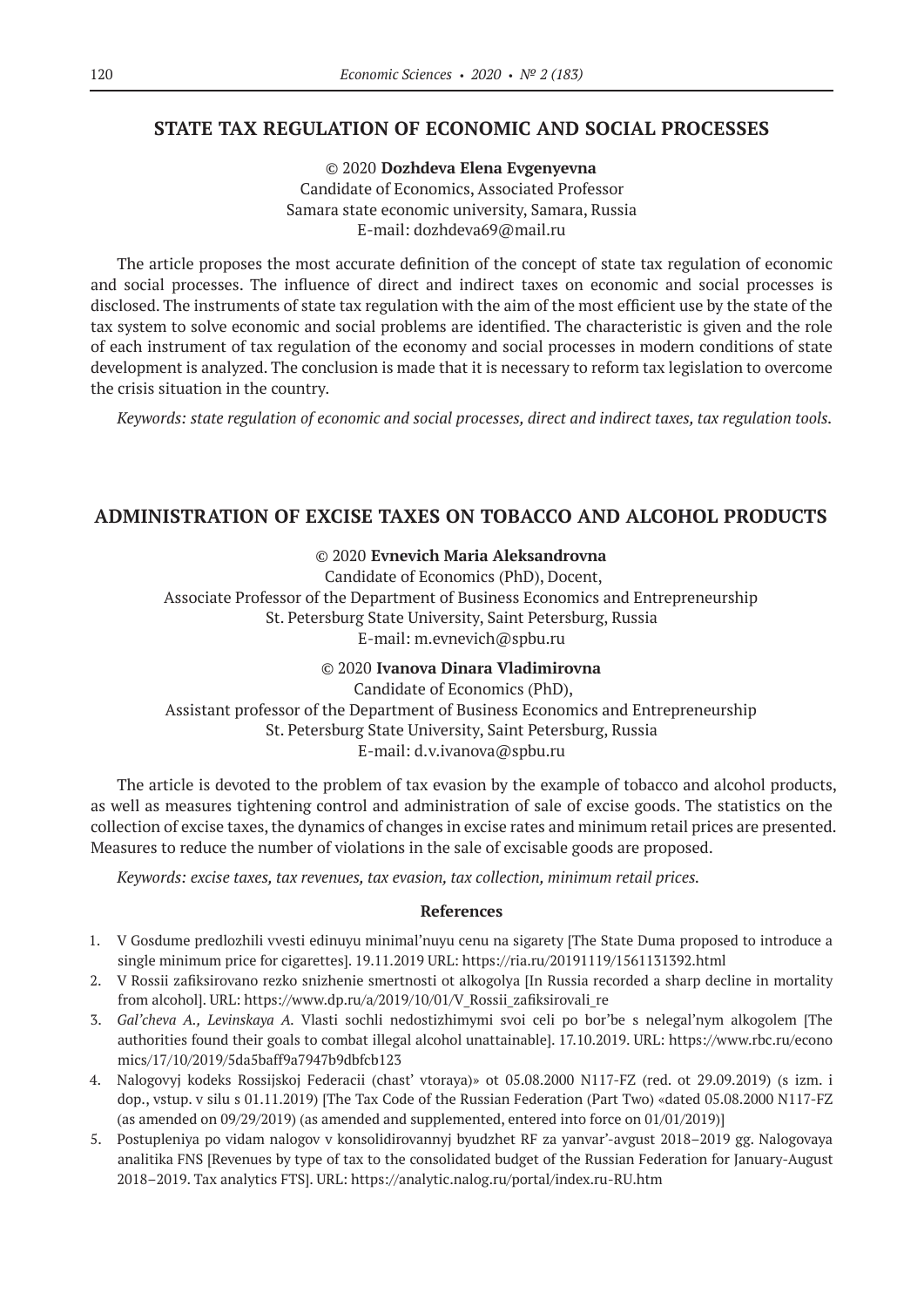## STATE TAX REGULATION OF ECONOMIC AND SOCIAL PROCESSES

© 2020 **Dozhdeva Elena Evgenyevna**
Candidate of Economics, Associated Professor
Samara state economic university, Samara, Russia
E-mail: dozhdeva69@mail.ru

The article proposes the most accurate definition of the concept of state tax regulation of economic and social processes. The influence of direct and indirect taxes on economic and social processes is disclosed. The instruments of state tax regulation with the aim of the most efficient use by the state of the tax system to solve economic and social problems are identified. The characteristic is given and the role of each instrument of tax regulation of the economy and social processes in modern conditions of state development is analyzed. The conclusion is made that it is necessary to reform tax legislation to overcome the crisis situation in the country.

*Keywords: state regulation of economic and social processes, direct and indirect taxes, tax regulation tools.*

## ADMINISTRATION OF EXCISE TAXES ON TOBACCO AND ALCOHOL PRODUCTS

© 2020 **Evnevich Maria Aleksandrovna**
Candidate of Economics (PhD), Docent,
Associate Professor of the Department of Business Economics and Entrepreneurship
St. Petersburg State University, Saint Petersburg, Russia
E-mail: m.evnevich@spbu.ru

© 2020 **Ivanova Dinara Vladimirovna**
Candidate of Economics (PhD),
Assistant professor of the Department of Business Economics and Entrepreneurship
St. Petersburg State University, Saint Petersburg, Russia
E-mail: d.v.ivanova@spbu.ru

The article is devoted to the problem of tax evasion by the example of tobacco and alcohol products, as well as measures tightening control and administration of sale of excise goods. The statistics on the collection of excise taxes, the dynamics of changes in excise rates and minimum retail prices are presented. Measures to reduce the number of violations in the sale of excisable goods are proposed.

*Keywords: excise taxes, tax revenues, tax evasion, tax collection, minimum retail prices.*

### References

1. V Gosdume predlozhili vvesti edinuyu minimal'nuyu cenu na sigarety [The State Duma proposed to introduce a single minimum price for cigarettes]. 19.11.2019 URL: https://ria.ru/20191119/1561131392.html
2. V Rossii zafiksirovano rezko snizhenie smertnosti ot alkogolya [In Russia recorded a sharp decline in mortality from alcohol]. URL: https://www.dp.ru/a/2019/10/01/V_Rossii_zafiksirovali_re
3. *Gal'cheva A., Levinskaya A.* Vlasti sochli nedostizhimymi svoi celi po bor'be s nelegal'nym alkogolem [The authorities found their goals to combat illegal alcohol unattainable]. 17.10.2019. URL: https://www.rbc.ru/economics/17/10/2019/5da5baff9a7947b9dbfcb123
4. Nalogovyj kodeks Rossijskoj Federacii (chast' vtoraya)» ot 05.08.2000 N117-FZ (red. ot 29.09.2019) (s izm. i dop., vstup. v silu s 01.11.2019) [The Tax Code of the Russian Federation (Part Two) «dated 05.08.2000 N117-FZ (as amended on 09/29/2019) (as amended and supplemented, entered into force on 01/01/2019)]
5. Postupleniya po vidam nalogov v konsolidirovannyj byudzhet RF za yanvar'-avgust 2018–2019 gg. Nalogovaya analitika FNS [Revenues by type of tax to the consolidated budget of the Russian Federation for January-August 2018–2019. Tax analytics FTS]. URL: https://analytic.nalog.ru/portal/index.ru-RU.htm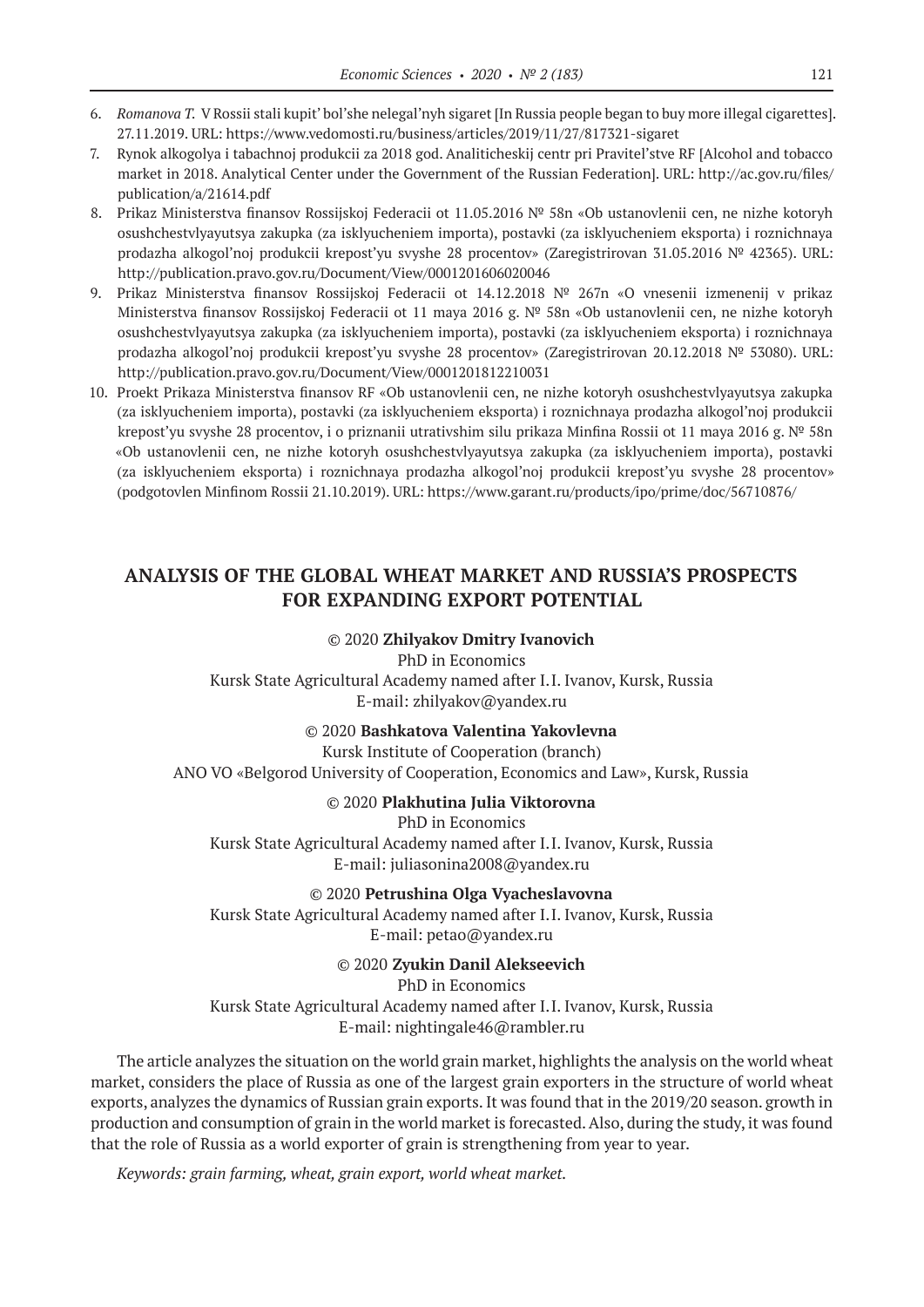6. *Romanova T.* V Rossii stali kupit' bol'she nelegal'nyh sigaret [In Russia people began to buy more illegal cigarettes]. 27.11.2019. URL: https://www.vedomosti.ru/business/articles/2019/11/27/817321-sigaret
7. Rynok alkogolya i tabachnoj produkcii za 2018 god. Analiticheskij centr pri Pravitel'stve RF [Alcohol and tobacco market in 2018. Analytical Center under the Government of the Russian Federation]. URL: http://ac.gov.ru/files/publication/a/21614.pdf
8. Prikaz Ministerstva finansov Rossijskoj Federacii ot 11.05.2016 № 58n «Ob ustanovlenii cen, ne nizhe kotoryh osushchestvlyayutsya zakupka (za isklyucheniem importa), postavki (za isklyucheniem eksporta) i roznichnaya prodazha alkogol'noj produkcii krepost'yu svyshe 28 procentov» (Zaregistrirovan 31.05.2016 № 42365). URL: http://publication.pravo.gov.ru/Document/View/0001201606020046
9. Prikaz Ministerstva finansov Rossijskoj Federacii ot 14.12.2018 № 267n «O vnesenii izmenenij v prikaz Ministerstva finansov Rossijskoj Federacii ot 11 maya 2016 g. № 58n «Ob ustanovlenii cen, ne nizhe kotoryh osushchestvlyayutsya zakupka (za isklyucheniem importa), postavki (za isklyucheniem eksporta) i roznichnaya prodazha alkogol'noj produkcii krepost'yu svyshe 28 procentov» (Zaregistrirovan 20.12.2018 № 53080). URL: http://publication.pravo.gov.ru/Document/View/0001201812210031
10. Proekt Prikaza Ministerstva finansov RF «Ob ustanovlenii cen, ne nizhe kotoryh osushchestvlyayutsya zakupka (za isklyucheniem importa), postavki (za isklyucheniem eksporta) i roznichnaya prodazha alkogol'noj produkcii krepost'yu svyshe 28 procentov, i o priznanii utrativshim silu prikaza Minfina Rossii ot 11 maya 2016 g. № 58n «Ob ustanovlenii cen, ne nizhe kotoryh osushchestvlyayutsya zakupka (za isklyucheniem importa), postavki (za isklyucheniem eksporta) i roznichnaya prodazha alkogol'noj produkcii krepost'yu svyshe 28 procentov» (podgotovlen Minfinom Rossii 21.10.2019). URL: https://www.garant.ru/products/ipo/prime/doc/56710876/

## ANALYSIS OF THE GLOBAL WHEAT MARKET AND RUSSIA'S PROSPECTS FOR EXPANDING EXPORT POTENTIAL

© 2020 **Zhilyakov Dmitry Ivanovich**
PhD in Economics
Kursk State Agricultural Academy named after I. I. Ivanov, Kursk, Russia
E-mail: zhilyakov@yandex.ru

© 2020 **Bashkatova Valentina Yakovlevna**
Kursk Institute of Cooperation (branch)
ANO VO «Belgorod University of Cooperation, Economics and Law», Kursk, Russia

© 2020 **Plakhutina Julia Viktorovna**
PhD in Economics
Kursk State Agricultural Academy named after I. I. Ivanov, Kursk, Russia
E-mail: juliasonina2008@yandex.ru

© 2020 **Petrushina Olga Vyacheslavovna**
Kursk State Agricultural Academy named after I. I. Ivanov, Kursk, Russia
E-mail: petao@yandex.ru

© 2020 **Zyukin Danil Alekseevich**
PhD in Economics
Kursk State Agricultural Academy named after I. I. Ivanov, Kursk, Russia
E-mail: nightingale46@rambler.ru

The article analyzes the situation on the world grain market, highlights the analysis on the world wheat market, considers the place of Russia as one of the largest grain exporters in the structure of world wheat exports, analyzes the dynamics of Russian grain exports. It was found that in the 2019/20 season. growth in production and consumption of grain in the world market is forecasted. Also, during the study, it was found that the role of Russia as a world exporter of grain is strengthening from year to year.

*Keywords: grain farming, wheat, grain export, world wheat market.*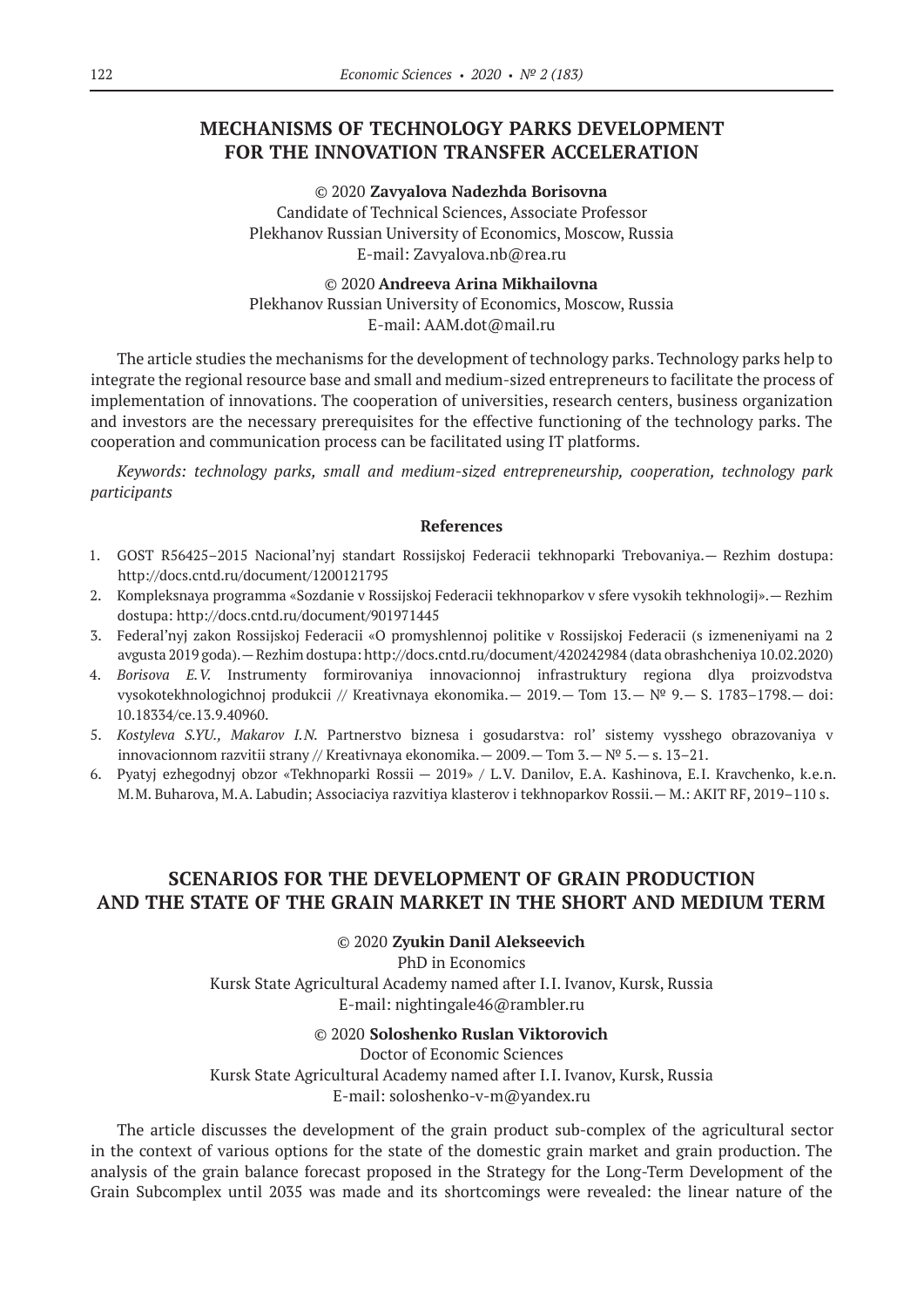## MECHANISMS OF TECHNOLOGY PARKS DEVELOPMENT FOR THE INNOVATION TRANSFER ACCELERATION

© 2020 **Zavyalova Nadezhda Borisovna**
Candidate of Technical Sciences, Associate Professor
Plekhanov Russian University of Economics, Moscow, Russia
E-mail: Zavyalova.nb@rea.ru

© 2020 **Andreeva Arina Mikhailovna**
Plekhanov Russian University of Economics, Moscow, Russia
E-mail: AAM.dot@mail.ru

The article studies the mechanisms for the development of technology parks. Technology parks help to integrate the regional resource base and small and medium-sized entrepreneurs to facilitate the process of implementation of innovations. The cooperation of universities, research centers, business organization and investors are the necessary prerequisites for the effective functioning of the technology parks. The cooperation and communication process can be facilitated using IT platforms.

*Keywords: technology parks, small and medium-sized entrepreneurship, cooperation, technology park participants*

### References

1. GOST R56425–2015 Nacional'nyj standart Rossijskoj Federacii tekhnoparki Trebovaniya.— Rezhim dostupa: http://docs.cntd.ru/document/1200121795
2. Kompleksnaya programma «Sozdanie v Rossijskoj Federacii tekhnoparkov v sfere vysokih tekhnologij».— Rezhim dostupa: http://docs.cntd.ru/document/901971445
3. Federal'nyj zakon Rossijskoj Federacii «O promyshlennoj politike v Rossijskoj Federacii (s izmeneniyami na 2 avgusta 2019 goda).— Rezhim dostupa: http://docs.cntd.ru/document/420242984 (data obrashcheniya 10.02.2020)
4. *Borisova E.V.* Instrumenty formirovaniya innovacionnoj infrastruktury regiona dlya proizvodstva vysokotekhnologichnoj produkcii // Kreativnaya ekonomika.— 2019.— Tom 13.— № 9.— S. 1783–1798.— doi: 10.18334/ce.13.9.40960.
5. *Kostyleva S.YU., Makarov I.N.* Partnerstvo biznesa i gosudarstva: rol' sistemy vysshego obrazovaniya v innovacionnom razvitii strany // Kreativnaya ekonomika.— 2009.— Tom 3.— № 5.— s. 13–21.
6. Pyatyj ezhegodnyj obzor «Tekhnoparki Rossii — 2019» / L.V. Danilov, E.A. Kashinova, E.I. Kravchenko, k.e.n. M.M. Buharova, M.A. Labudin; Associaciya razvitiya klasterov i tekhnoparkov Rossii.— M.: AKIT RF, 2019–110 s.

## SCENARIOS FOR THE DEVELOPMENT OF GRAIN PRODUCTION AND THE STATE OF THE GRAIN MARKET IN THE SHORT AND MEDIUM TERM

© 2020 **Zyukin Danil Alekseevich**
PhD in Economics
Kursk State Agricultural Academy named after I.I. Ivanov, Kursk, Russia
E-mail: nightingale46@rambler.ru

© 2020 **Soloshenko Ruslan Viktorovich**
Doctor of Economic Sciences
Kursk State Agricultural Academy named after I.I. Ivanov, Kursk, Russia
E-mail: soloshenko-v-m@yandex.ru

The article discusses the development of the grain product sub-complex of the agricultural sector in the context of various options for the state of the domestic grain market and grain production. The analysis of the grain balance forecast proposed in the Strategy for the Long-Term Development of the Grain Subcomplex until 2035 was made and its shortcomings were revealed: the linear nature of the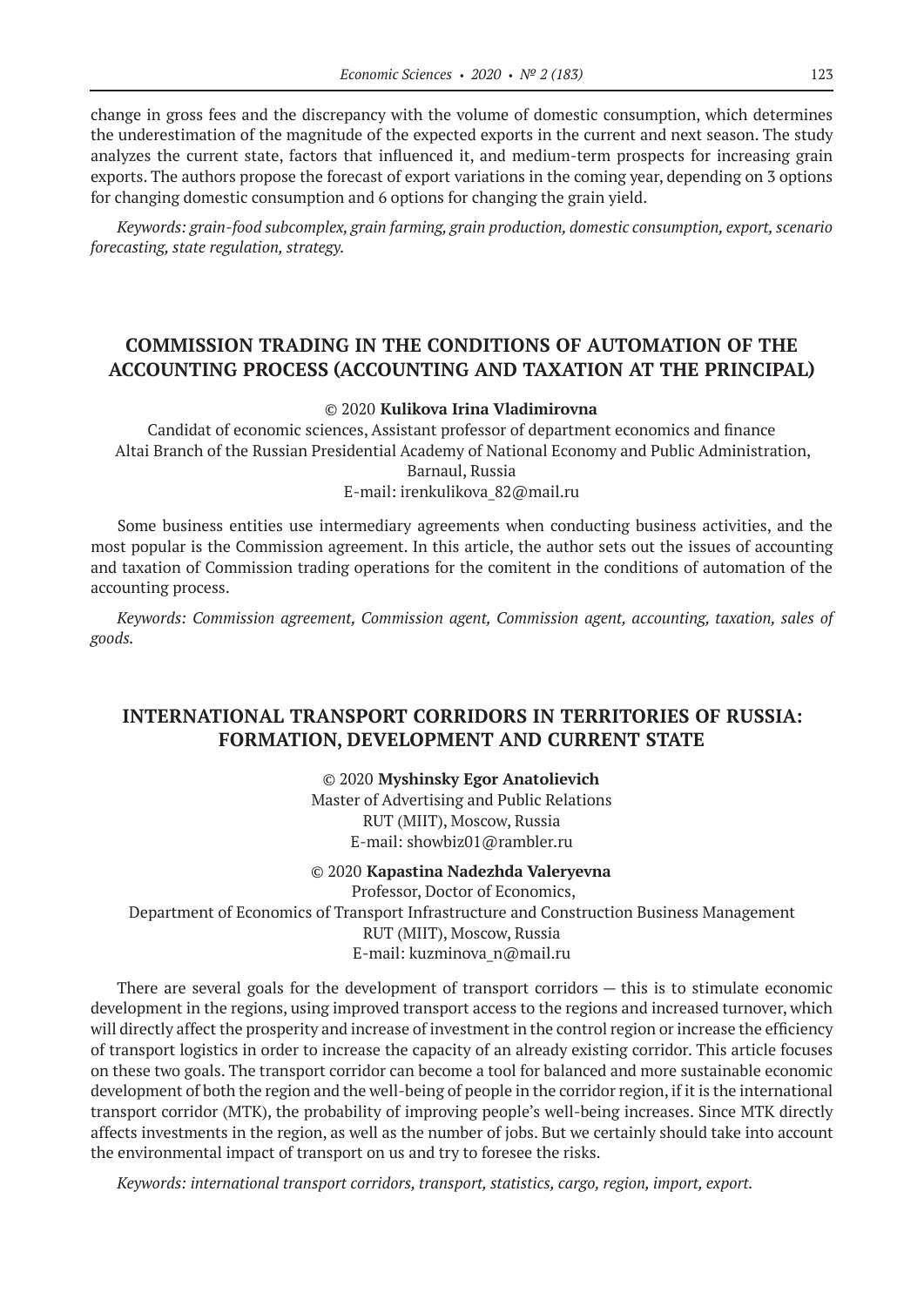change in gross fees and the discrepancy with the volume of domestic consumption, which determines the underestimation of the magnitude of the expected exports in the current and next season. The study analyzes the current state, factors that influenced it, and medium-term prospects for increasing grain exports. The authors propose the forecast of export variations in the coming year, depending on 3 options for changing domestic consumption and 6 options for changing the grain yield.

*Keywords: grain-food subcomplex, grain farming, grain production, domestic consumption, export, scenario forecasting, state regulation, strategy.*

## COMMISSION TRADING IN THE CONDITIONS OF AUTOMATION OF THE ACCOUNTING PROCESS (ACCOUNTING AND TAXATION AT THE PRINCIPAL)

© 2020 **Kulikova Irina Vladimirovna**
Candidat of economic sciences, Assistant professor of department economics and finance
Altai Branch of the Russian Presidential Academy of National Economy and Public Administration, Barnaul, Russia
E-mail: irenkulikova_82@mail.ru

Some business entities use intermediary agreements when conducting business activities, and the most popular is the Commission agreement. In this article, the author sets out the issues of accounting and taxation of Commission trading operations for the comitent in the conditions of automation of the accounting process.

*Keywords: Commission agreement, Commission agent, Commission agent, accounting, taxation, sales of goods.*

## INTERNATIONAL TRANSPORT CORRIDORS IN TERRITORIES OF RUSSIA: FORMATION, DEVELOPMENT AND CURRENT STATE

© 2020 **Myshinsky Egor Anatolievich**
Master of Advertising and Public Relations
RUT (MIIT), Moscow, Russia
E-mail: showbiz01@rambler.ru

© 2020 **Kapastina Nadezhda Valeryevna**
Professor, Doctor of Economics,
Department of Economics of Transport Infrastructure and Construction Business Management
RUT (MIIT), Moscow, Russia
E-mail: kuzminova_n@mail.ru

There are several goals for the development of transport corridors — this is to stimulate economic development in the regions, using improved transport access to the regions and increased turnover, which will directly affect the prosperity and increase of investment in the control region or increase the efficiency of transport logistics in order to increase the capacity of an already existing corridor. This article focuses on these two goals. The transport corridor can become a tool for balanced and more sustainable economic development of both the region and the well-being of people in the corridor region, if it is the international transport corridor (MTK), the probability of improving people's well-being increases. Since MTK directly affects investments in the region, as well as the number of jobs. But we certainly should take into account the environmental impact of transport on us and try to foresee the risks.

*Keywords: international transport corridors, transport, statistics, cargo, region, import, export.*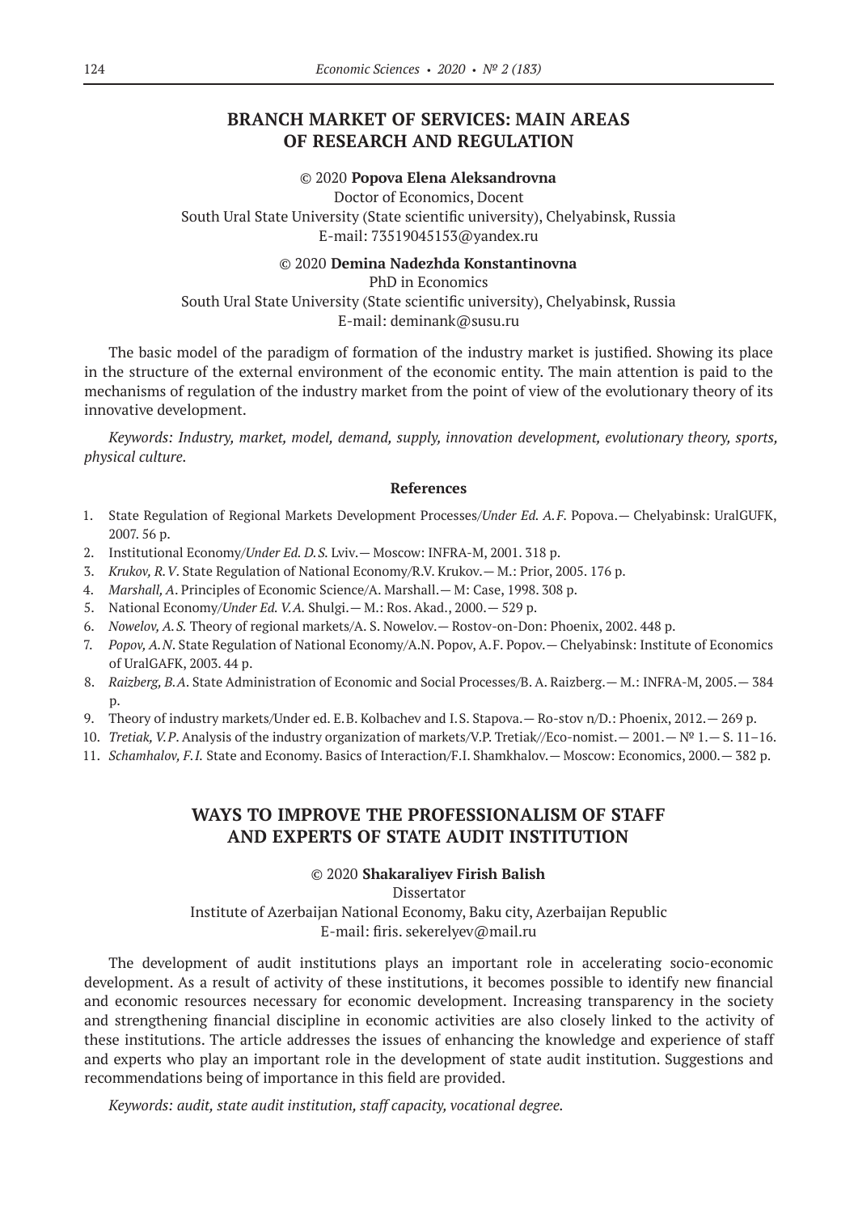## BRANCH MARKET OF SERVICES: MAIN AREAS OF RESEARCH AND REGULATION

© 2020 **Popova Elena Aleksandrovna**
Doctor of Economics, Docent
South Ural State University (State scientific university), Chelyabinsk, Russia
E-mail: 73519045153@yandex.ru

© 2020 **Demina Nadezhda Konstantinovna**
PhD in Economics
South Ural State University (State scientific university), Chelyabinsk, Russia
E-mail: deminank@susu.ru

The basic model of the paradigm of formation of the industry market is justified. Showing its place in the structure of the external environment of the economic entity. The main attention is paid to the mechanisms of regulation of the industry market from the point of view of the evolutionary theory of its innovative development.

*Keywords: Industry, market, model, demand, supply, innovation development, evolutionary theory, sports, physical culture.*

### References

1. State Regulation of Regional Markets Development Processes/*Under Ed. A.F.* Popova.— Chelyabinsk: UralGUFK, 2007. 56 p.
2. Institutional Economy/*Under Ed. D.S.* Lviv.— Moscow: INFRA-M, 2001. 318 p.
3. *Krukov, R.V*. State Regulation of National Economy/R.V. Krukov.— M.: Prior, 2005. 176 p.
4. *Marshall, A*. Principles of Economic Science/A. Marshall.— M: Case, 1998. 308 p.
5. National Economy/*Under Ed. V.A.* Shulgi.— M.: Ros. Akad., 2000.— 529 p.
6. *Nowelov, A.S.* Theory of regional markets/A. S. Nowelov.— Rostov-on-Don: Phoenix, 2002. 448 p.
7. *Popov, A.N*. State Regulation of National Economy/A.N. Popov, A.F. Popov.— Chelyabinsk: Institute of Economics of UralGAFK, 2003. 44 p.
8. *Raizberg, B.A*. State Administration of Economic and Social Processes/B. A. Raizberg.— M.: INFRA-M, 2005.— 384 p.
9. Theory of industry markets/Under ed. E.B. Kolbachev and I.S. Stapova.— Ro-stov n/D.: Phoenix, 2012.— 269 p.
10. *Tretiak, V.P*. Analysis of the industry organization of markets/V.P. Tretiak//Eco-nomist.— 2001.— № 1.— S. 11–16.
11. *Schamhalov, F.I.* State and Economy. Basics of Interaction/F.I. Shamkhalov.— Moscow: Economics, 2000.— 382 p.

## WAYS TO IMPROVE THE PROFESSIONALISM OF STAFF AND EXPERTS OF STATE AUDIT INSTITUTION

© 2020 **Shakaraliyev Firish Balish**
Dissertator
Institute of Azerbaijan National Economy, Baku city, Azerbaijan Republic
E-mail: firis. sekerelyev@mail.ru

The development of audit institutions plays an important role in accelerating socio-economic development. As a result of activity for these institutions, it becomes possible to identify new financial and economic resources necessary for economic development. Increasing transparency in the society and strengthening financial discipline in economic activities are also closely linked to the activity of these institutions. The article addresses the issues of enhancing the knowledge and experience of staff and experts who play an important role in the development of state audit institution. Suggestions and recommendations being of importance in this field are provided.

*Keywords: audit, state audit institution, staff capacity, vocational degree.*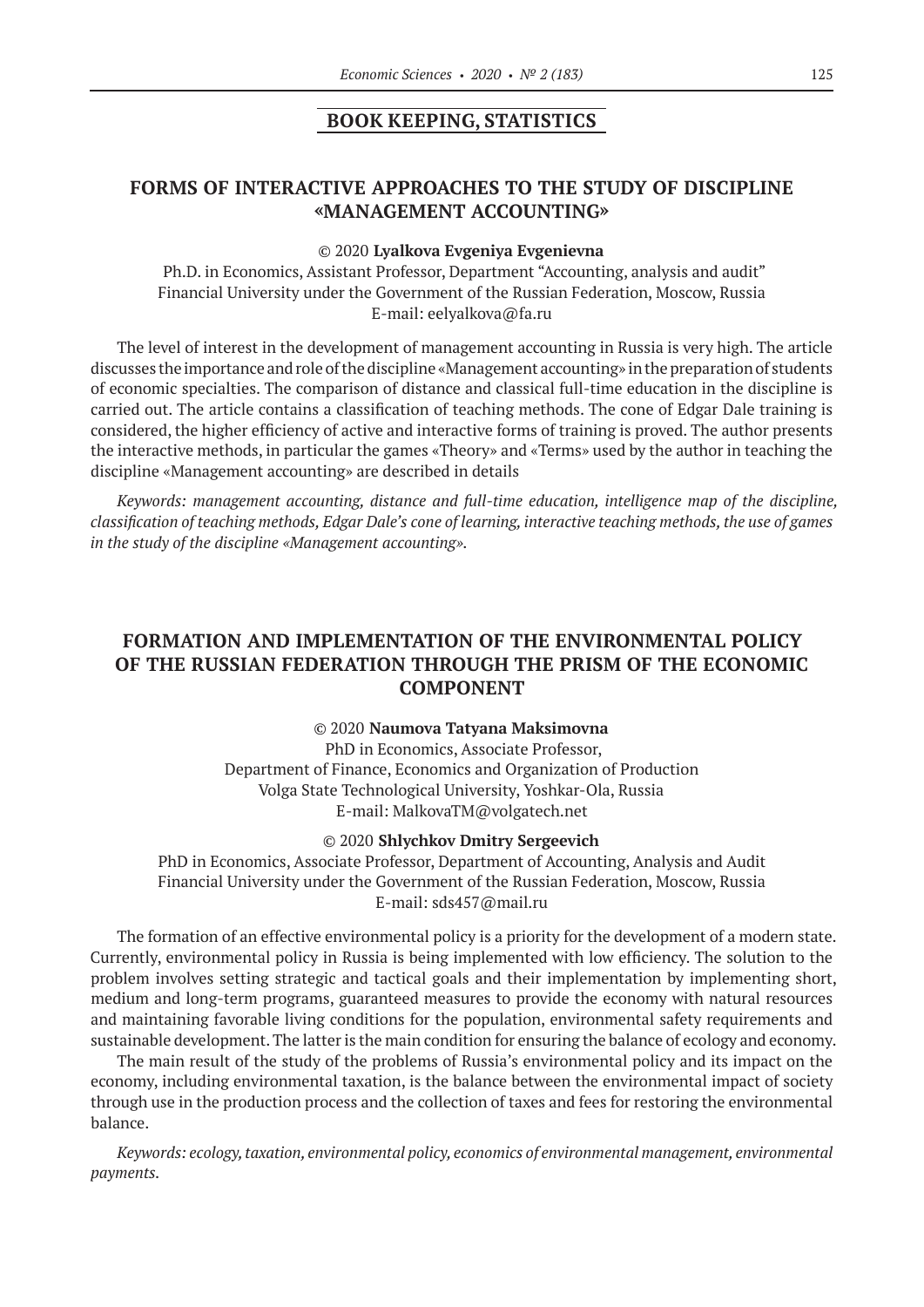## BOOK KEEPING, STATISTICS

### FORMS OF INTERACTIVE APPROACHES TO THE STUDY OF DISCIPLINE «MANAGEMENT ACCOUNTING»

© 2020 **Lyalkova Evgeniya Evgenievna**

Ph.D. in Economics, Assistant Professor, Department "Accounting, analysis and audit"
Financial University under the Government of the Russian Federation, Moscow, Russia
E-mail: eelyalkova@fa.ru

The level of interest in the development of management accounting in Russia is very high. The article discusses the importance and role of the discipline «Management accounting» in the preparation of students of economic specialties. The comparison of distance and classical full-time education in the discipline is carried out. The article contains a classification of teaching methods. The cone of Edgar Dale training is considered, the higher efficiency of active and interactive forms of training is proved. The author presents the interactive methods, in particular the games «Theory» and «Terms» used by the author in teaching the discipline «Management accounting» are described in details

*Keywords: management accounting, distance and full-time education, intelligence map of the discipline, classification of teaching methods, Edgar Dale's cone of learning, interactive teaching methods, the use of games in the study of the discipline «Management accounting».*

### FORMATION AND IMPLEMENTATION OF THE ENVIRONMENTAL POLICY OF THE RUSSIAN FEDERATION THROUGH THE PRISM OF THE ECONOMIC COMPONENT

© 2020 **Naumova Tatyana Maksimovna**

PhD in Economics, Associate Professor,
Department of Finance, Economics and Organization of Production
Volga State Technological University, Yoshkar-Ola, Russia
E-mail: MalkovaTM@volgatech.net

© 2020 **Shlychkov Dmitry Sergeevich**

PhD in Economics, Associate Professor, Department of Accounting, Analysis and Audit
Financial University under the Government of the Russian Federation, Moscow, Russia
E-mail: sds457@mail.ru

The formation of an effective environmental policy is a priority for the development of a modern state. Currently, environmental policy in Russia is being implemented with low efficiency. The solution to the problem involves setting strategic and tactical goals and their implementation by implementing short, medium and long-term programs, guaranteed measures to provide the economy with natural resources and maintaining favorable living conditions for the population, environmental safety requirements and sustainable development. The latter is the main condition for ensuring the balance of ecology and economy.

The main result of the study of the problems of Russia's environmental policy and its impact on the economy, including environmental taxation, is the balance between the environmental impact of society through use in the production process and the collection of taxes and fees for restoring the environmental balance.

*Keywords: ecology, taxation, environmental policy, economics of environmental management, environmental payments.*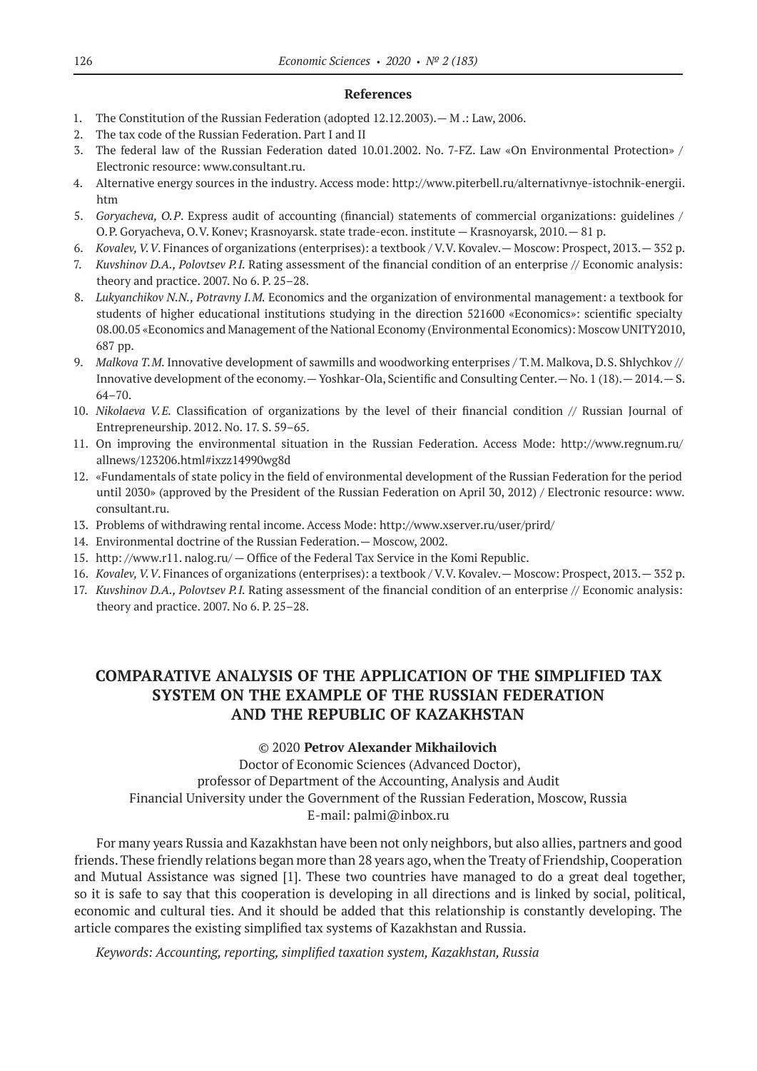### References

1. The Constitution of the Russian Federation (adopted 12.12.2003).— M .: Law, 2006.
2. The tax code of the Russian Federation. Part I and II
3. The federal law of the Russian Federation dated 10.01.2002. No. 7-FZ. Law «On Environmental Protection» / Electronic resource: www.consultant.ru.
4. Alternative energy sources in the industry. Access mode: http://www.piterbell.ru/alternativnye-istochnik-energii.htm
5. *Goryacheva, O.P*. Express audit of accounting (financial) statements of commercial organizations: guidelines / O.P. Goryacheva, O.V. Konev; Krasnoyarsk. state trade-econ. institute — Krasnoyarsk, 2010.— 81 p.
6. *Kovalev, V.V*. Finances of organizations (enterprises): a textbook / V.V. Kovalev.— Moscow: Prospect, 2013.— 352 p.
7. *Kuvshinov D.A., Polovtsev P.I.* Rating assessment of the financial condition of an enterprise // Economic analysis: theory and practice. 2007. No 6. P. 25–28.
8. *Lukyanchikov N.N., Potravny I.M.* Economics and the organization of environmental management: a textbook for students of higher educational institutions studying in the direction 521600 «Economics»: scientific specialty 08.00.05 «Economics and Management of the National Economy (Environmental Economics): Moscow UNITY2010, 687 pp.
9. *Malkova T.M.* Innovative development of sawmills and woodworking enterprises / T.M. Malkova, D.S. Shlychkov // Innovative development of the economy.— Yoshkar-Ola, Scientific and Consulting Center.— No. 1 (18).— 2014.— S. 64–70.
10. *Nikolaeva V.E.* Classification of organizations by the level of their financial condition // Russian Journal of Entrepreneurship. 2012. No. 17. S. 59–65.
11. On improving the environmental situation in the Russian Federation. Access Mode: http://www.regnum.ru/allnews/123206.html#ixzz14990wg8d
12. «Fundamentals of state policy in the field of environmental development of the Russian Federation for the period until 2030» (approved by the President of the Russian Federation on April 30, 2012) / Electronic resource: www.consultant.ru.
13. Problems of withdrawing rental income. Access Mode: http://www.xserver.ru/user/prird/
14. Environmental doctrine of the Russian Federation.— Moscow, 2002.
15. http: //www.r11. nalog.ru/ — Office of the Federal Tax Service in the Komi Republic.
16. *Kovalev, V.V*. Finances of organizations (enterprises): a textbook / V.V. Kovalev.— Moscow: Prospect, 2013.— 352 p.
17. *Kuvshinov D.A., Polovtsev P.I.* Rating assessment of the financial condition of an enterprise // Economic analysis: theory and practice. 2007. No 6. P. 25–28.

# COMPARATIVE ANALYSIS OF THE APPLICATION OF THE SIMPLIFIED TAX SYSTEM ON THE EXAMPLE OF THE RUSSIAN FEDERATION AND THE REPUBLIC OF KAZAKHSTAN

© 2020 **Petrov Alexander Mikhailovich**

Doctor of Economic Sciences (Advanced Doctor),
professor of Department of the Accounting, Analysis and Audit
Financial University under the Government of the Russian Federation, Moscow, Russia
E-mail: palmi@inbox.ru

For many years Russia and Kazakhstan have been not only neighbors, but also allies, partners and good friends. These friendly relations began more than 28 years ago, when the Treaty of Friendship, Cooperation and Mutual Assistance was signed [1]. These two countries have managed to do a great deal together, so it is safe to say that this cooperation is developing in all directions and is linked by social, political, economic and cultural ties. And it should be added that this relationship is constantly developing. The article compares the existing simplified tax systems of Kazakhstan and Russia.

*Keywords: Accounting, reporting, simplified taxation system, Kazakhstan, Russia*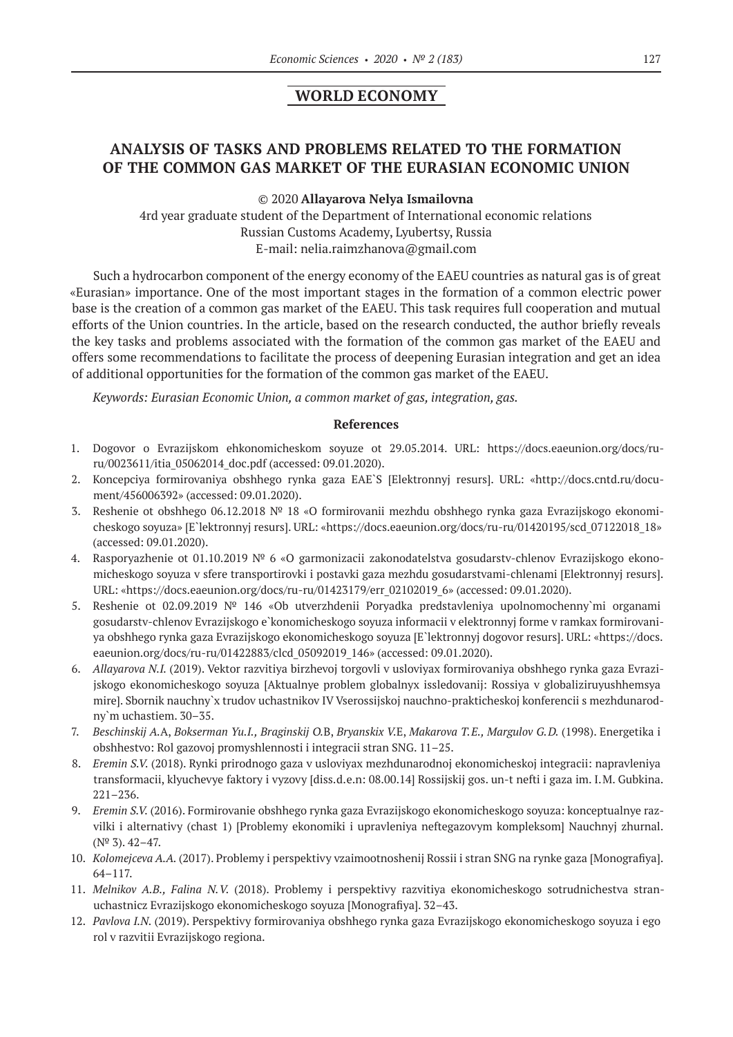## WORLD ECONOMY

# ANALYSIS OF TASKS AND PROBLEMS RELATED TO THE FORMATION OF THE COMMON GAS MARKET OF THE EURASIAN ECONOMIC UNION

© 2020 **Allayarova Nelya Ismailovna**

4rd year graduate student of the Department of International economic relations
Russian Customs Academy, Lyubertsy, Russia
E-mail: nelia.raimzhanova@gmail.com

Such a hydrocarbon component of the energy economy of the EAEU countries as natural gas is of great «Eurasian» importance. One of the most important stages in the formation of a common electric power base is the creation of a common gas market of the EAEU. This task requires full cooperation and mutual efforts of the Union countries. In the article, based on the research conducted, the author briefly reveals the key tasks and problems associated with the formation of the common gas market of the EAEU and offers some recommendations to facilitate the process of deepening Eurasian integration and get an idea of additional opportunities for the formation of the common gas market of the EAEU.

*Keywords: Eurasian Economic Union, a common market of gas, integration, gas.*

### References

1. Dogovor o Evrazijskom ehkonomicheskom soyuze ot 29.05.2014. URL: https://docs.eaeunion.org/docs/ru-ru/0023611/itia_05062014_doc.pdf (accessed: 09.01.2020).
2. Koncepciya formirovaniya obshhego rynka gaza EAE`S [Elektronnyj resurs]. URL: «http://docs.cntd.ru/document/456006392» (accessed: 09.01.2020).
3. Reshenie ot obshhego 06.12.2018 № 18 «O formirovanii mezhdu obshhego rynka gaza Evrazijskogo ekonomicheskogo soyuza» [E`lektronnyj resurs]. URL: «https://docs.eaeunion.org/docs/ru-ru/01420195/scd_07122018_18» (accessed: 09.01.2020).
4. Rasporyazhenie ot 01.10.2019 № 6 «O garmonizacii zakonodatelstva gosudarstv-chlenov Evrazijskogo ekonomicheskogo soyuza v sfere transportirovki i postavki gaza mezhdu gosudarstvami-chlenami [Elektronnyj resurs]. URL: «https://docs.eaeunion.org/docs/ru-ru/01423179/err_02102019_6» (accessed: 09.01.2020).
5. Reshenie ot 02.09.2019 № 146 «Ob utverzhdenii Poryadka predstavleniya upolnomochenny`mi organami gosudarstv-chlenov Evrazijskogo e`konomicheskogo soyuza informacii v elektronnyj forme v ramkax formirovaniya obshhego rynka gaza Evrazijskogo ekonomicheskogo soyuza [E`lektronnyj dogovor resurs]. URL: «https://docs.eaeunion.org/docs/ru-ru/01422883/clcd_05092019_146» (accessed: 09.01.2020).
6. *Allayarova N.I.* (2019). Vektor razvitiya birzhevoj torgovli v usloviyax formirovaniya obshhego rynka gaza Evrazijskogo ekonomicheskogo soyuza [Aktualnye problem globalnyx issledovanij: Rossiya v globaliziruyushhemsya mire]. Sbornik nauchny`x trudov uchastnikov IV Vserossijskoj nauchno-prakticheskoj konferencii s mezhdunarodny`m uchastiem. 30–35.
7. *Beschinskij A.*A, *Bokserman Yu.I., Braginskij O.*B, *Bryanskix V.*E, *Makarova T.E., Margulov G.D.* (1998). Energetika i obshhestvo: Rol gazovoj promyshlennosti i integracii stran SNG. 11–25.
8. *Eremin S.V.* (2018). Rynki prirodnogo gaza v usloviyax mezhdunarodnoj ekonomicheskoj integracii: napravleniya transformacii, klyuchevye faktory i vyzovy [diss.d.e.n: 08.00.14] Rossijskij gos. un-t nefti i gaza im. I.M. Gubkina. 221–236.
9. *Eremin S.V.* (2016). Formirovanie obshhego rynka gaza Evrazijskogo ekonomicheskogo soyuza: konceptualnye razvilki i alternativy (chast 1) [Problemy ekonomiki i upravleniya neftegazovym kompleksom] Nauchnyj zhurnal. (№ 3). 42–47.
10. *Kolomejceva A.A.* (2017). Problemy i perspektivy vzaimootnoshenij Rossii i stran SNG na rynke gaza [Monografiya]. 64–117.
11. *Melnikov A.B., Falina N.V.* (2018). Problemy i perspektivy razvitiya ekonomicheskogo sotrudnichestva stran-uchastnicz Evrazijskogo ekonomicheskogo soyuza [Monografiya]. 32–43.
12. *Pavlova I.N.* (2019). Perspektivy formirovaniya obshhego rynka gaza Evrazijskogo ekonomicheskogo soyuza i ego rol v razvitii Evrazijskogo regiona.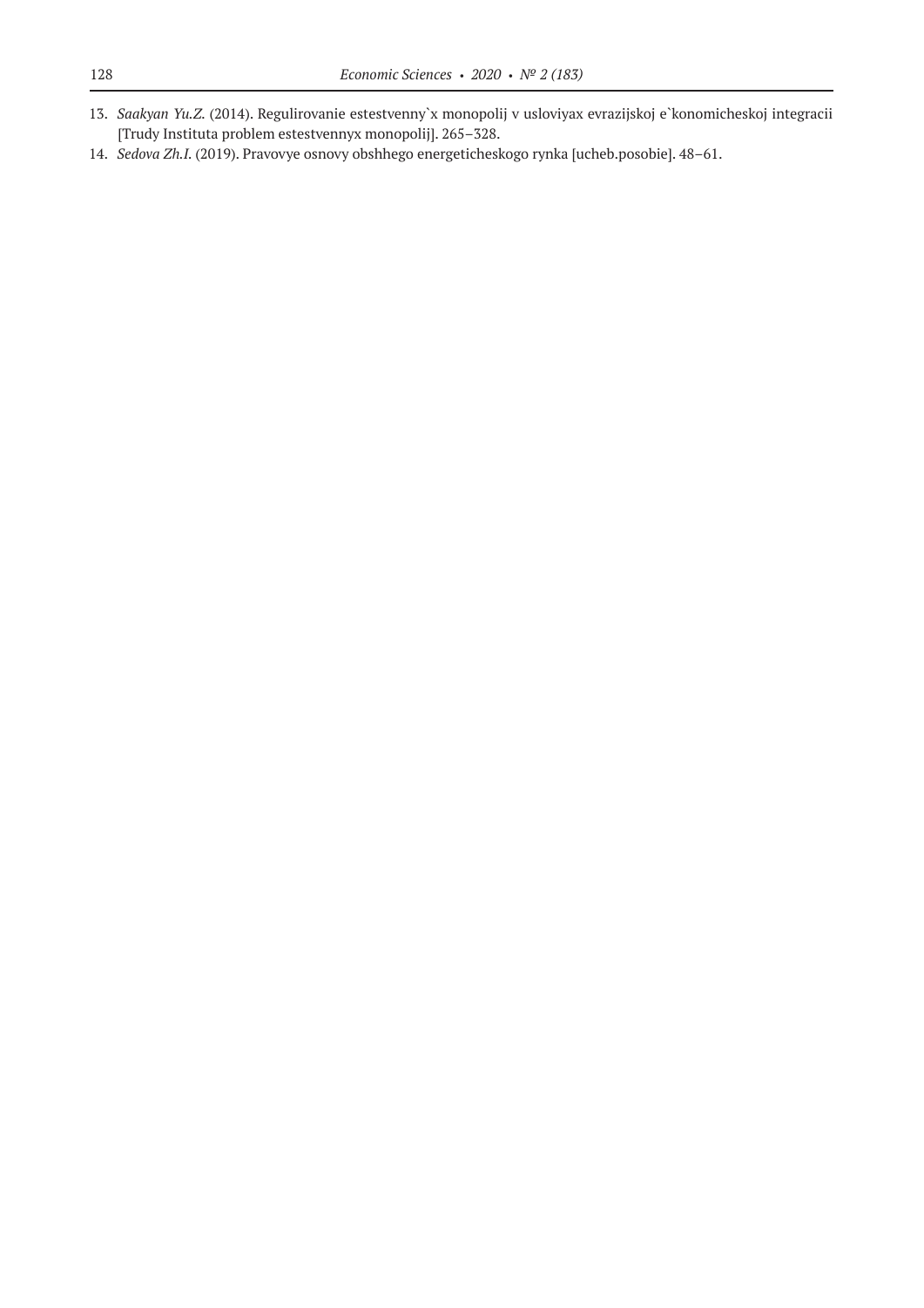13. *Saakyan Yu.Z.* (2014). Regulirovanie estestvenny`x monopolij v usloviyax evrazijskoj e`konomicheskoj integracii [Trudy Instituta problem estestvennyx monopolij]. 265–328.
14. *Sedova Zh.I.* (2019). Pravovye osnovy obshhego energeticheskogo rynka [ucheb.posobie]. 48–61.